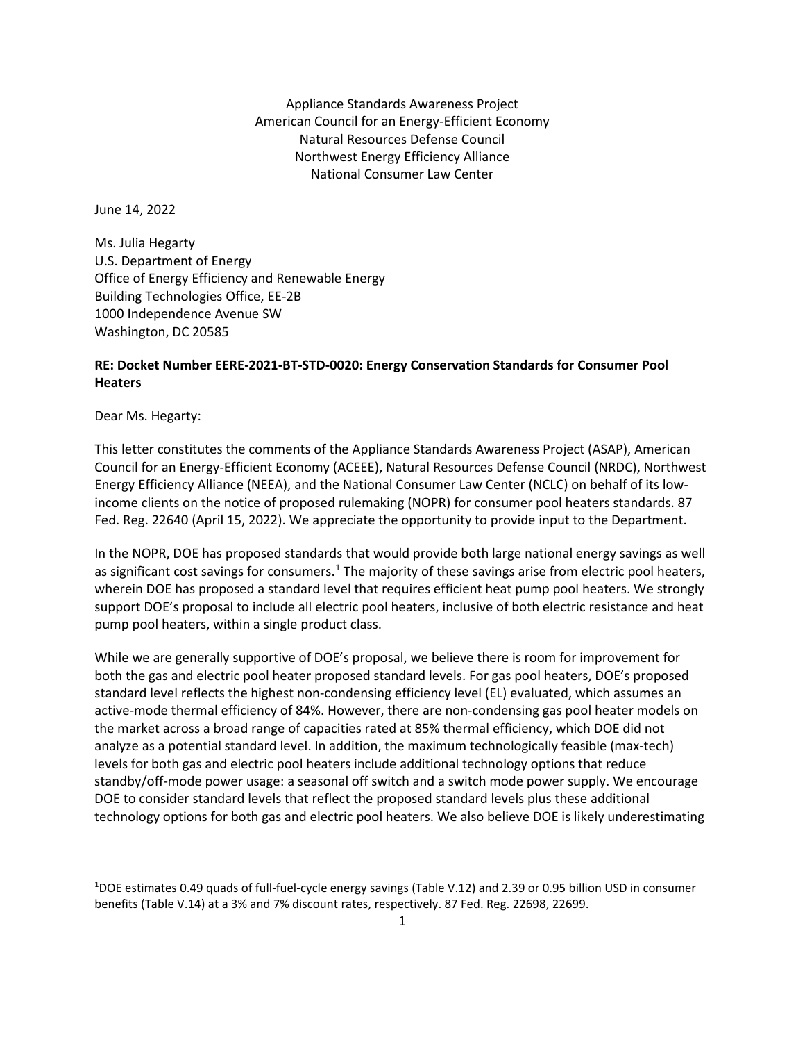Appliance Standards Awareness Project
American Council for an Energy-Efficient Economy
Natural Resources Defense Council
Northwest Energy Efficiency Alliance
National Consumer Law Center

June 14, 2022

Ms. Julia Hegarty
U.S. Department of Energy
Office of Energy Efficiency and Renewable Energy
Building Technologies Office, EE-2B
1000 Independence Avenue SW
Washington, DC 20585

**RE: Docket Number EERE-2021-BT-STD-0020: Energy Conservation Standards for Consumer Pool Heaters**

Dear Ms. Hegarty:

This letter constitutes the comments of the Appliance Standards Awareness Project (ASAP), American Council for an Energy-Efficient Economy (ACEEE), Natural Resources Defense Council (NRDC), Northwest Energy Efficiency Alliance (NEEA), and the National Consumer Law Center (NCLC) on behalf of its low-income clients on the notice of proposed rulemaking (NOPR) for consumer pool heaters standards. 87 Fed. Reg. 22640 (April 15, 2022). We appreciate the opportunity to provide input to the Department.

In the NOPR, DOE has proposed standards that would provide both large national energy savings as well as significant cost savings for consumers.[1] The majority of these savings arise from electric pool heaters, wherein DOE has proposed a standard level that requires efficient heat pump pool heaters. We strongly support DOE's proposal to include all electric pool heaters, inclusive of both electric resistance and heat pump pool heaters, within a single product class.

While we are generally supportive of DOE's proposal, we believe there is room for improvement for both the gas and electric pool heater proposed standard levels. For gas pool heaters, DOE's proposed standard level reflects the highest non-condensing efficiency level (EL) evaluated, which assumes an active-mode thermal efficiency of 84%. However, there are non-condensing gas pool heater models on the market across a broad range of capacities rated at 85% thermal efficiency, which DOE did not analyze as a potential standard level. In addition, the maximum technologically feasible (max-tech) levels for both gas and electric pool heaters include additional technology options that reduce standby/off-mode power usage: a seasonal off switch and a switch mode power supply. We encourage DOE to consider standard levels that reflect the proposed standard levels plus these additional technology options for both gas and electric pool heaters. We also believe DOE is likely underestimating

---

[1] DOE estimates 0.49 quads of full-fuel-cycle energy savings (Table V.12) and 2.39 or 0.95 billion USD in consumer benefits (Table V.14) at a 3% and 7% discount rates, respectively. 87 Fed. Reg. 22698, 22699.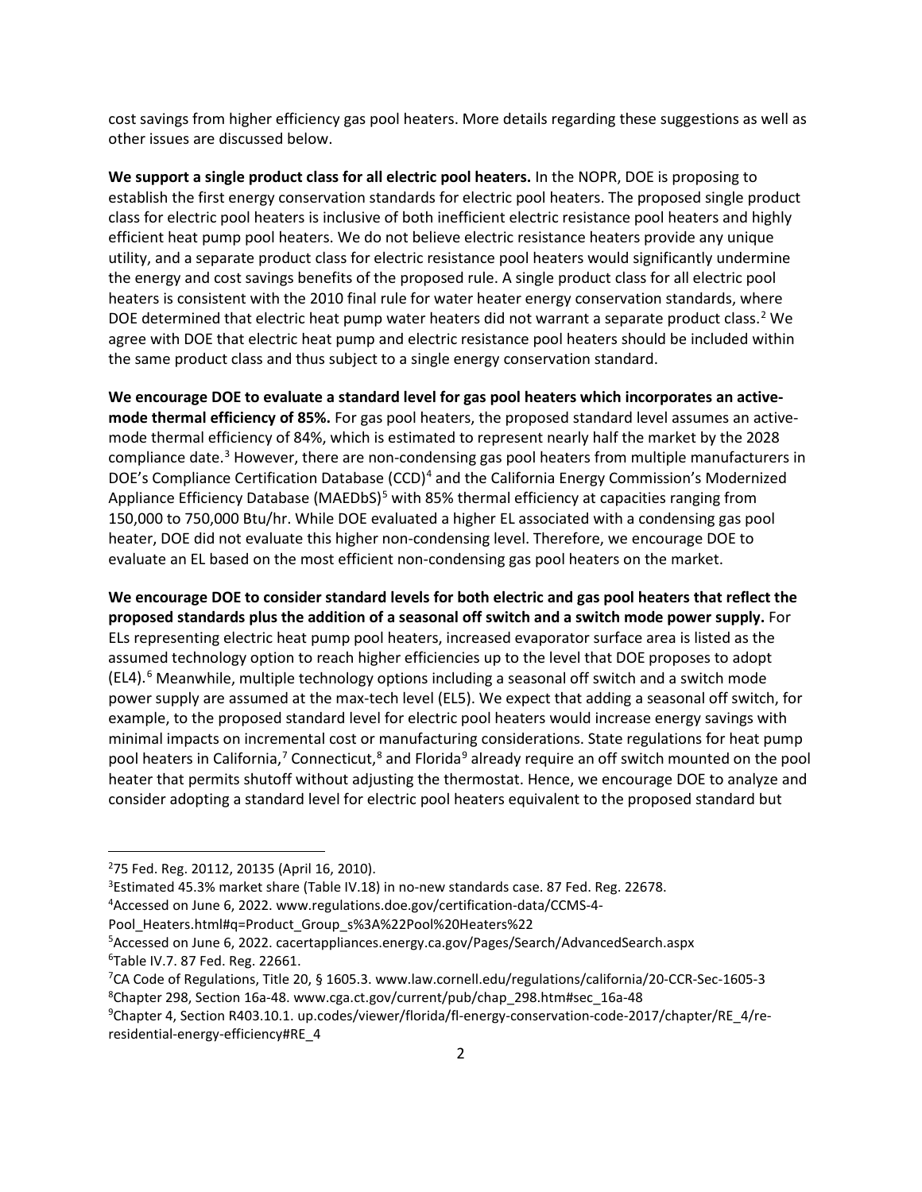cost savings from higher efficiency gas pool heaters. More details regarding these suggestions as well as other issues are discussed below.

**We support a single product class for all electric pool heaters.** In the NOPR, DOE is proposing to establish the first energy conservation standards for electric pool heaters. The proposed single product class for electric pool heaters is inclusive of both inefficient electric resistance pool heaters and highly efficient heat pump pool heaters. We do not believe electric resistance heaters provide any unique utility, and a separate product class for electric resistance pool heaters would significantly undermine the energy and cost savings benefits of the proposed rule. A single product class for all electric pool heaters is consistent with the 2010 final rule for water heater energy conservation standards, where DOE determined that electric heat pump water heaters did not warrant a separate product class.[2] We agree with DOE that electric heat pump and electric resistance pool heaters should be included within the same product class and thus subject to a single energy conservation standard.

**We encourage DOE to evaluate a standard level for gas pool heaters which incorporates an active-mode thermal efficiency of 85%.** For gas pool heaters, the proposed standard level assumes an active-mode thermal efficiency of 84%, which is estimated to represent nearly half the market by the 2028 compliance date.[3] However, there are non-condensing gas pool heaters from multiple manufacturers in DOE's Compliance Certification Database (CCD)[4] and the California Energy Commission's Modernized Appliance Efficiency Database (MAEDbS)[5] with 85% thermal efficiency at capacities ranging from 150,000 to 750,000 Btu/hr. While DOE evaluated a higher EL associated with a condensing gas pool heater, DOE did not evaluate this higher non-condensing level. Therefore, we encourage DOE to evaluate an EL based on the most efficient non-condensing gas pool heaters on the market.

**We encourage DOE to consider standard levels for both electric and gas pool heaters that reflect the proposed standards plus the addition of a seasonal off switch and a switch mode power supply.** For ELs representing electric heat pump pool heaters, increased evaporator surface area is listed as the assumed technology option to reach higher efficiencies up to the level that DOE proposes to adopt (EL4).[6] Meanwhile, multiple technology options including a seasonal off switch and a switch mode power supply are assumed at the max-tech level (EL5). We expect that adding a seasonal off switch, for example, to the proposed standard level for electric pool heaters would increase energy savings with minimal impacts on incremental cost or manufacturing considerations. State regulations for heat pump pool heaters in California,[7] Connecticut,[8] and Florida[9] already require an off switch mounted on the pool heater that permits shutoff without adjusting the thermostat. Hence, we encourage DOE to analyze and consider adopting a standard level for electric pool heaters equivalent to the proposed standard but

---

[2] 75 Fed. Reg. 20112, 20135 (April 16, 2010).

[3] Estimated 45.3% market share (Table IV.18) in no-new standards case. 87 Fed. Reg. 22678.

[4] Accessed on June 6, 2022. www.regulations.doe.gov/certification-data/CCMS-4-Pool_Heaters.html#q=Product_Group_s%3A%22Pool%20Heaters%22

[5] Accessed on June 6, 2022. cacertappliances.energy.ca.gov/Pages/Search/AdvancedSearch.aspx

[6] Table IV.7. 87 Fed. Reg. 22661.

[7] CA Code of Regulations, Title 20, § 1605.3. www.law.cornell.edu/regulations/california/20-CCR-Sec-1605-3

[8] Chapter 298, Section 16a-48. www.cga.ct.gov/current/pub/chap_298.htm#sec_16a-48

[9] Chapter 4, Section R403.10.1. up.codes/viewer/florida/fl-energy-conservation-code-2017/chapter/RE_4/re-residential-energy-efficiency#RE_4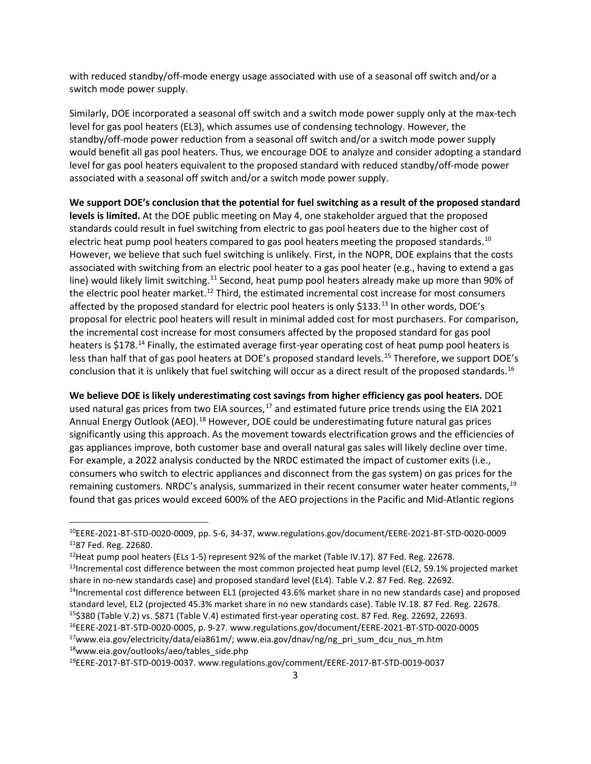with reduced standby/off-mode energy usage associated with use of a seasonal off switch and/or a switch mode power supply.

Similarly, DOE incorporated a seasonal off switch and a switch mode power supply only at the max-tech level for gas pool heaters (EL3), which assumes use of condensing technology. However, the standby/off-mode power reduction from a seasonal off switch and/or a switch mode power supply would benefit all gas pool heaters. Thus, we encourage DOE to analyze and consider adopting a standard level for gas pool heaters equivalent to the proposed standard with reduced standby/off-mode power associated with a seasonal off switch and/or a switch mode power supply.

**We support DOE's conclusion that the potential for fuel switching as a result of the proposed standard levels is limited.** At the DOE public meeting on May 4, one stakeholder argued that the proposed standards could result in fuel switching from electric to gas pool heaters due to the higher cost of electric heat pump pool heaters compared to gas pool heaters meeting the proposed standards.[10] However, we believe that such fuel switching is unlikely. First, in the NOPR, DOE explains that the costs associated with switching from an electric pool heater to a gas pool heater (e.g., having to extend a gas line) would likely limit switching.[11] Second, heat pump pool heaters already make up more than 90% of the electric pool heater market.[12] Third, the estimated incremental cost increase for most consumers affected by the proposed standard for electric pool heaters is only $133.[13] In other words, DOE's proposal for electric pool heaters will result in minimal added cost for most purchasers. For comparison, the incremental cost increase for most consumers affected by the proposed standard for gas pool heaters is $178.[14] Finally, the estimated average first-year operating cost of heat pump pool heaters is less than half that of gas pool heaters at DOE's proposed standard levels.[15] Therefore, we support DOE's conclusion that it is unlikely that fuel switching will occur as a direct result of the proposed standards.[16]

**We believe DOE is likely underestimating cost savings from higher efficiency gas pool heaters.** DOE used natural gas prices from two EIA sources,[17] and estimated future price trends using the EIA 2021 Annual Energy Outlook (AEO).[18] However, DOE could be underestimating future natural gas prices significantly using this approach. As the movement towards electrification grows and the efficiencies of gas appliances improve, both customer base and overall natural gas sales will likely decline over time. For example, a 2022 analysis conducted by the NRDC estimated the impact of customer exits (i.e., consumers who switch to electric appliances and disconnect from the gas system) on gas prices for the remaining customers. NRDC's analysis, summarized in their recent consumer water heater comments,[19] found that gas prices would exceed 600% of the AEO projections in the Pacific and Mid-Atlantic regions

---

[10] EERE-2021-BT-STD-0020-0009, pp. 5-6, 34-37, www.regulations.gov/document/EERE-2021-BT-STD-0020-0009

[11] 87 Fed. Reg. 22680.

[12] Heat pump pool heaters (ELs 1-5) represent 92% of the market (Table IV.17). 87 Fed. Reg. 22678.

[13] Incremental cost difference between the most common projected heat pump level (EL2, 59.1% projected market share in no-new standards case) and proposed standard level (EL4). Table V.2. 87 Fed. Reg. 22692.

[14] Incremental cost difference between EL1 (projected 43.6% market share in no new standards case) and proposed standard level, EL2 (projected 45.3% market share in no new standards case). Table IV.18. 87 Fed. Reg. 22678.

[15] $380 (Table V.2) vs. $871 (Table V.4) estimated first-year operating cost. 87 Fed. Reg. 22692, 22693.

[16] EERE-2021-BT-STD-0020-0005, p. 9-27. www.regulations.gov/document/EERE-2021-BT-STD-0020-0005

[17] www.eia.gov/electricity/data/eia861m/; www.eia.gov/dnav/ng/ng_pri_sum_dcu_nus_m.htm

[18] www.eia.gov/outlooks/aeo/tables_side.php

[19] EERE-2017-BT-STD-0019-0037. www.regulations.gov/comment/EERE-2017-BT-STD-0019-0037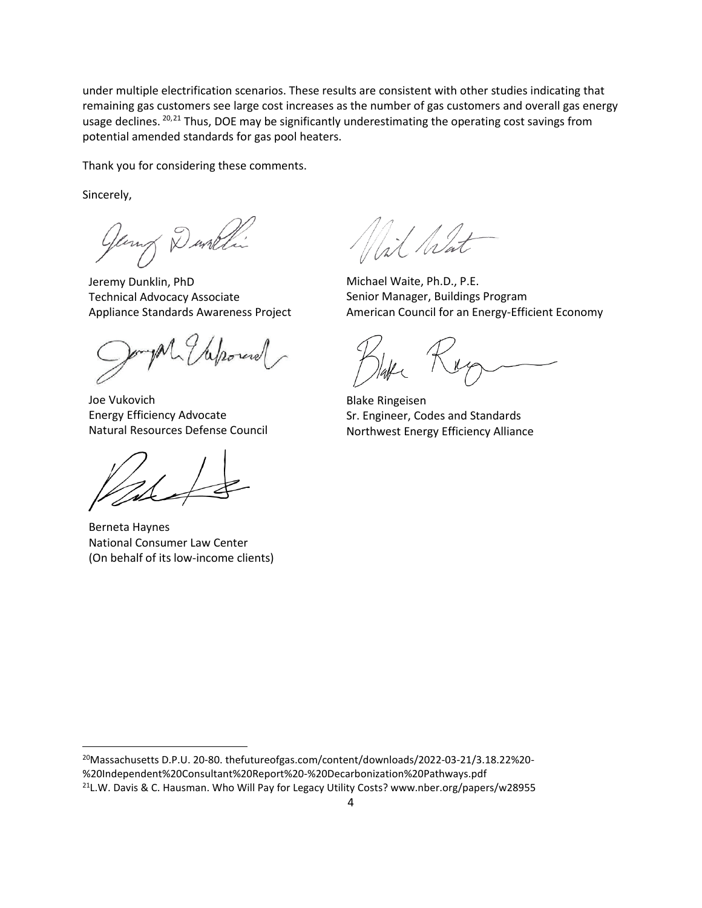under multiple electrification scenarios. These results are consistent with other studies indicating that remaining gas customers see large cost increases as the number of gas customers and overall gas energy usage declines.[20,21] Thus, DOE may be significantly underestimating the operating cost savings from potential amended standards for gas pool heaters.

Thank you for considering these comments.

Sincerely,

Jeremy Dunklin, PhD
Technical Advocacy Associate
Appliance Standards Awareness Project

Michael Waite, Ph.D., P.E.
Senior Manager, Buildings Program
American Council for an Energy-Efficient Economy

Joe Vukovich
Energy Efficiency Advocate
Natural Resources Defense Council

Blake Ringeisen
Sr. Engineer, Codes and Standards
Northwest Energy Efficiency Alliance

Berneta Haynes
National Consumer Law Center
(On behalf of its low-income clients)

---

[20]Massachusetts D.P.U. 20-80. thefutureofgas.com/content/downloads/2022-03-21/3.18.22%20-%20Independent%20Consultant%20Report%20-%20Decarbonization%20Pathways.pdf

[21]L.W. Davis & C. Hausman. Who Will Pay for Legacy Utility Costs? www.nber.org/papers/w28955